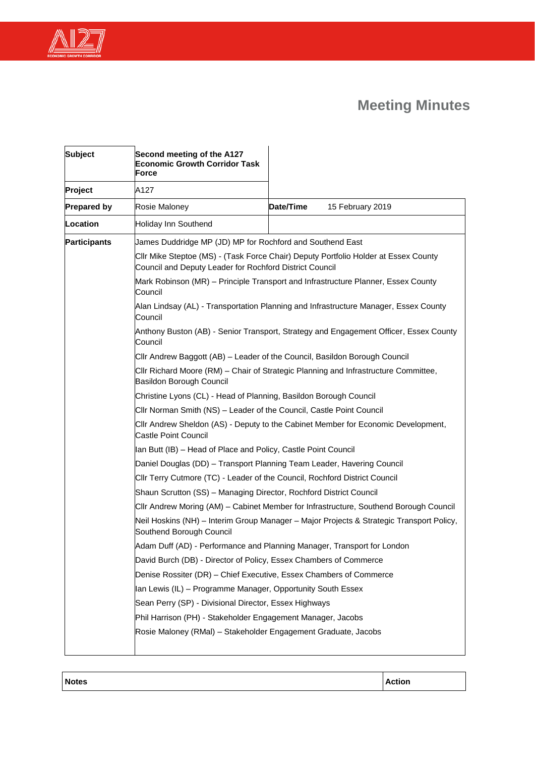# Meeting Minutes

| | | | |
|---|---|---|---|
| **Subject** | **Second meeting of the A127 Economic Growth Corridor Task Force** | | |
| **Project** | A127 | | |
| **Prepared by** | Rosie Maloney | **Date/Time** | 15 February 2019 |
| **Location** | Holiday Inn Southend | | |
| **Participants** | James Duddridge MP (JD) MP for Rochford and Southend East<br>Cllr Mike Steptoe (MS) - (Task Force Chair) Deputy Portfolio Holder at Essex County Council and Deputy Leader for Rochford District Council<br>Mark Robinson (MR) – Principle Transport and Infrastructure Planner, Essex County Council<br>Alan Lindsay (AL) - Transportation Planning and Infrastructure Manager, Essex County Council<br>Anthony Buston (AB) - Senior Transport, Strategy and Engagement Officer, Essex County Council<br>Cllr Andrew Baggott (AB) – Leader of the Council, Basildon Borough Council<br>Cllr Richard Moore (RM) – Chair of Strategic Planning and Infrastructure Committee, Basildon Borough Council<br>Christine Lyons (CL) - Head of Planning, Basildon Borough Council<br>Cllr Norman Smith (NS) – Leader of the Council, Castle Point Council<br>Cllr Andrew Sheldon (AS) - Deputy to the Cabinet Member for Economic Development, Castle Point Council<br>Ian Butt (IB) – Head of Place and Policy, Castle Point Council<br>Daniel Douglas (DD) – Transport Planning Team Leader, Havering Council<br>Cllr Terry Cutmore (TC) - Leader of the Council, Rochford District Council<br>Shaun Scrutton (SS) – Managing Director, Rochford District Council<br>Cllr Andrew Moring (AM) – Cabinet Member for Infrastructure, Southend Borough Council<br>Neil Hoskins (NH) – Interim Group Manager – Major Projects & Strategic Transport Policy, Southend Borough Council<br>Adam Duff (AD) - Performance and Planning Manager, Transport for London<br>David Burch (DB) - Director of Policy, Essex Chambers of Commerce<br>Denise Rossiter (DR) – Chief Executive, Essex Chambers of Commerce<br>Ian Lewis (IL) – Programme Manager, Opportunity South Essex<br>Sean Perry (SP) - Divisional Director, Essex Highways<br>Phil Harrison (PH) - Stakeholder Engagement Manager, Jacobs<br>Rosie Maloney (RMal) – Stakeholder Engagement Graduate, Jacobs | | |

| **Notes** | **Action** |
|---|---|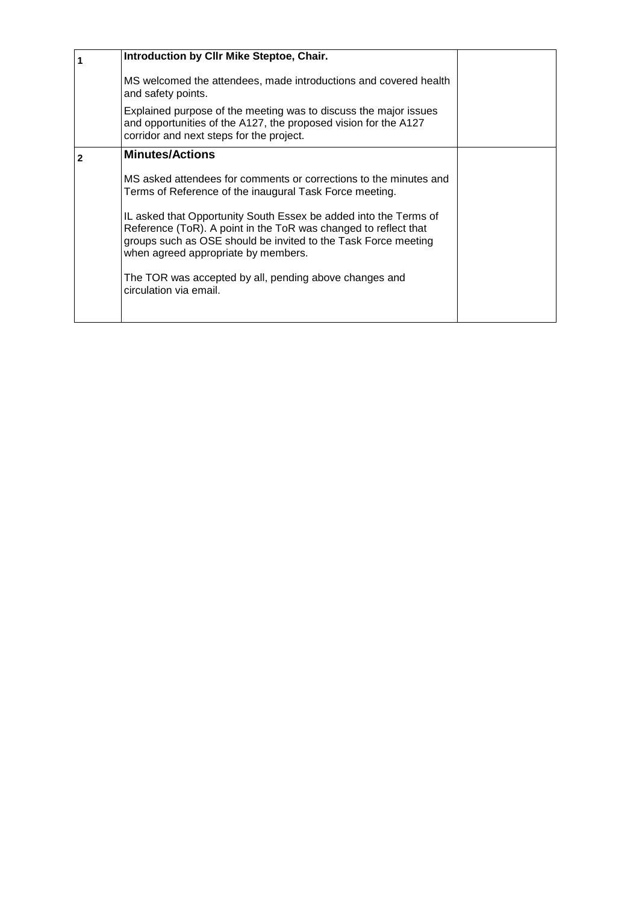| | | |
|---|---|---|
| **1** | **Introduction by Cllr Mike Steptoe, Chair.**<br><br>MS welcomed the attendees, made introductions and covered health and safety points.<br><br>Explained purpose of the meeting was to discuss the major issues and opportunities of the A127, the proposed vision for the A127 corridor and next steps for the project. | |
| **2** | **Minutes/Actions**<br><br>MS asked attendees for comments or corrections to the minutes and Terms of Reference of the inaugural Task Force meeting.<br><br>IL asked that Opportunity South Essex be added into the Terms of Reference (ToR). A point in the ToR was changed to reflect that groups such as OSE should be invited to the Task Force meeting when agreed appropriate by members.<br><br>The TOR was accepted by all, pending above changes and circulation via email. | |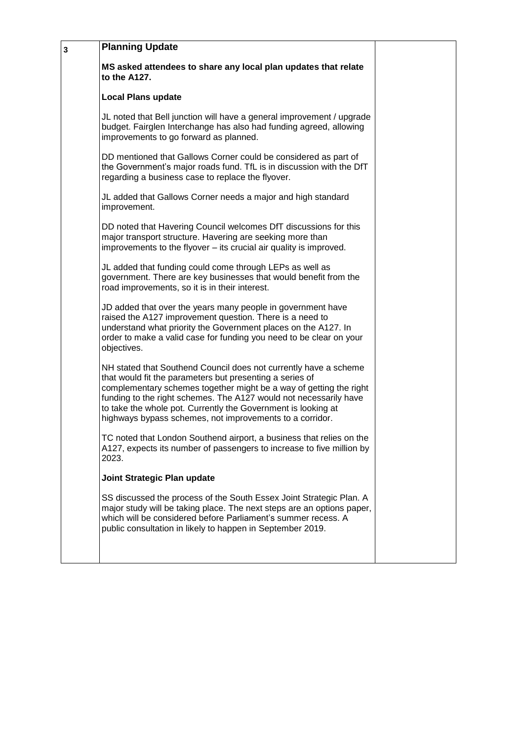| 3 | **Planning Update**<br><br>**MS asked attendees to share any local plan updates that relate to the A127.**<br><br>**Local Plans update**<br><br>JL noted that Bell junction will have a general improvement / upgrade budget. Fairglen Interchange has also had funding agreed, allowing improvements to go forward as planned.<br><br>DD mentioned that Gallows Corner could be considered as part of the Government's major roads fund. TfL is in discussion with the DfT regarding a business case to replace the flyover.<br><br>JL added that Gallows Corner needs a major and high standard improvement.<br><br>DD noted that Havering Council welcomes DfT discussions for this major transport structure. Havering are seeking more than improvements to the flyover – its crucial air quality is improved.<br><br>JL added that funding could come through LEPs as well as government. There are key businesses that would benefit from the road improvements, so it is in their interest.<br><br>JD added that over the years many people in government have raised the A127 improvement question. There is a need to understand what priority the Government places on the A127. In order to make a valid case for funding you need to be clear on your objectives.<br><br>NH stated that Southend Council does not currently have a scheme that would fit the parameters but presenting a series of complementary schemes together might be a way of getting the right funding to the right schemes. The A127 would not necessarily have to take the whole pot. Currently the Government is looking at highways bypass schemes, not improvements to a corridor.<br><br>TC noted that London Southend airport, a business that relies on the A127, expects its number of passengers to increase to five million by 2023.<br><br>**Joint Strategic Plan update**<br><br>SS discussed the process of the South Essex Joint Strategic Plan. A major study will be taking place. The next steps are an options paper, which will be considered before Parliament's summer recess. A public consultation in likely to happen in September 2019. | |
|---|---|---|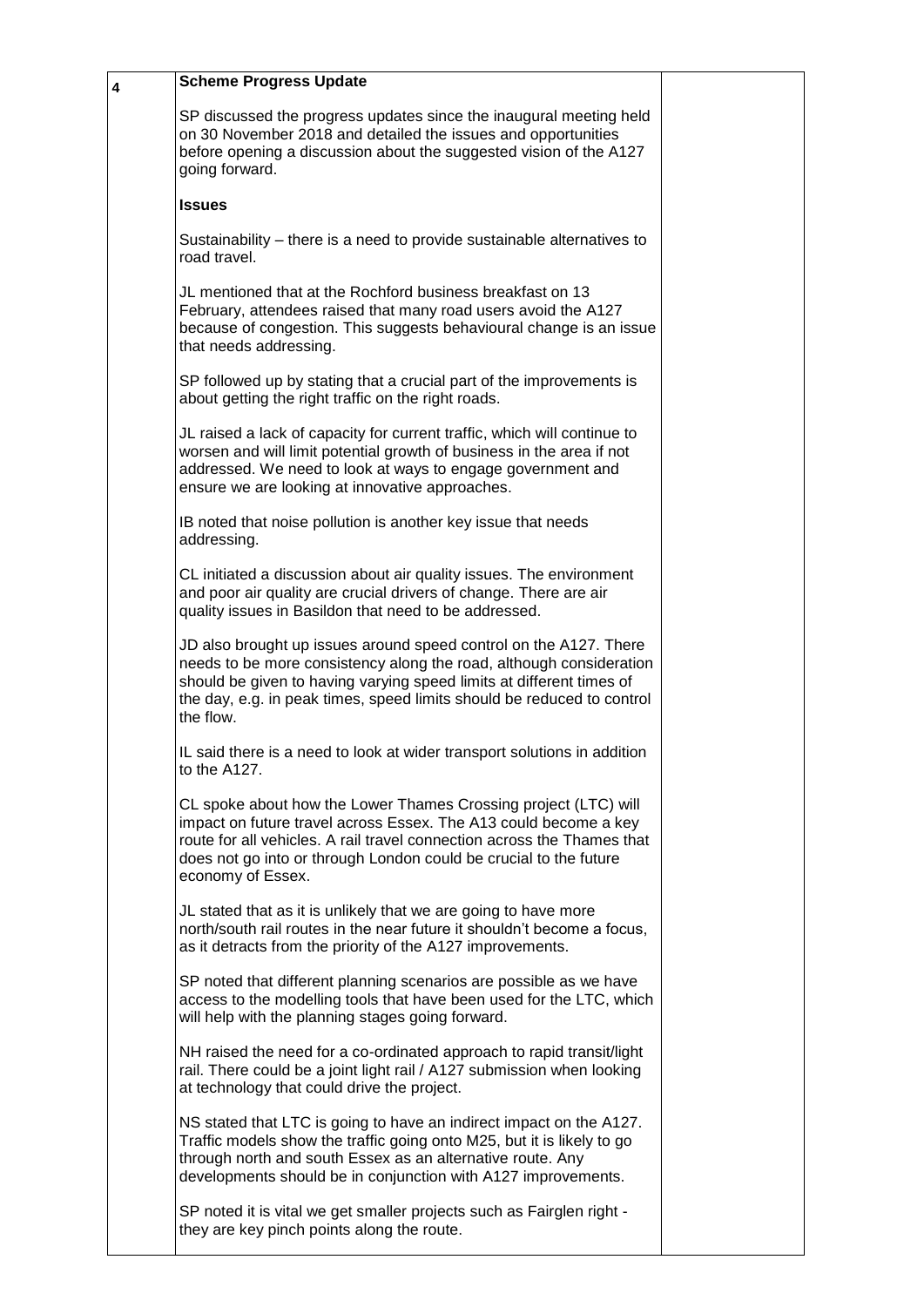| 4 | **Scheme Progress Update**<br><br>SP discussed the progress updates since the inaugural meeting held on 30 November 2018 and detailed the issues and opportunities before opening a discussion about the suggested vision of the A127 going forward.<br><br>**Issues**<br><br>Sustainability – there is a need to provide sustainable alternatives to road travel.<br><br>JL mentioned that at the Rochford business breakfast on 13 February, attendees raised that many road users avoid the A127 because of congestion. This suggests behavioural change is an issue that needs addressing.<br><br>SP followed up by stating that a crucial part of the improvements is about getting the right traffic on the right roads.<br><br>JL raised a lack of capacity for current traffic, which will continue to worsen and will limit potential growth of business in the area if not addressed. We need to look at ways to engage government and ensure we are looking at innovative approaches.<br><br>IB noted that noise pollution is another key issue that needs addressing.<br><br>CL initiated a discussion about air quality issues. The environment and poor air quality are crucial drivers of change. There are air quality issues in Basildon that need to be addressed.<br><br>JD also brought up issues around speed control on the A127. There needs to be more consistency along the road, although consideration should be given to having varying speed limits at different times of the day, e.g. in peak times, speed limits should be reduced to control the flow.<br><br>IL said there is a need to look at wider transport solutions in addition to the A127.<br><br>CL spoke about how the Lower Thames Crossing project (LTC) will impact on future travel across Essex. The A13 could become a key route for all vehicles. A rail travel connection across the Thames that does not go into or through London could be crucial to the future economy of Essex.<br><br>JL stated that as it is unlikely that we are going to have more north/south rail routes in the near future it shouldn't become a focus, as it detracts from the priority of the A127 improvements.<br><br>SP noted that different planning scenarios are possible as we have access to the modelling tools that have been used for the LTC, which will help with the planning stages going forward.<br><br>NH raised the need for a co-ordinated approach to rapid transit/light rail. There could be a joint light rail / A127 submission when looking at technology that could drive the project.<br><br>NS stated that LTC is going to have an indirect impact on the A127. Traffic models show the traffic going onto M25, but it is likely to go through north and south Essex as an alternative route. Any developments should be in conjunction with A127 improvements.<br><br>SP noted it is vital we get smaller projects such as Fairglen right - they are key pinch points along the route. | |
|---|---|---|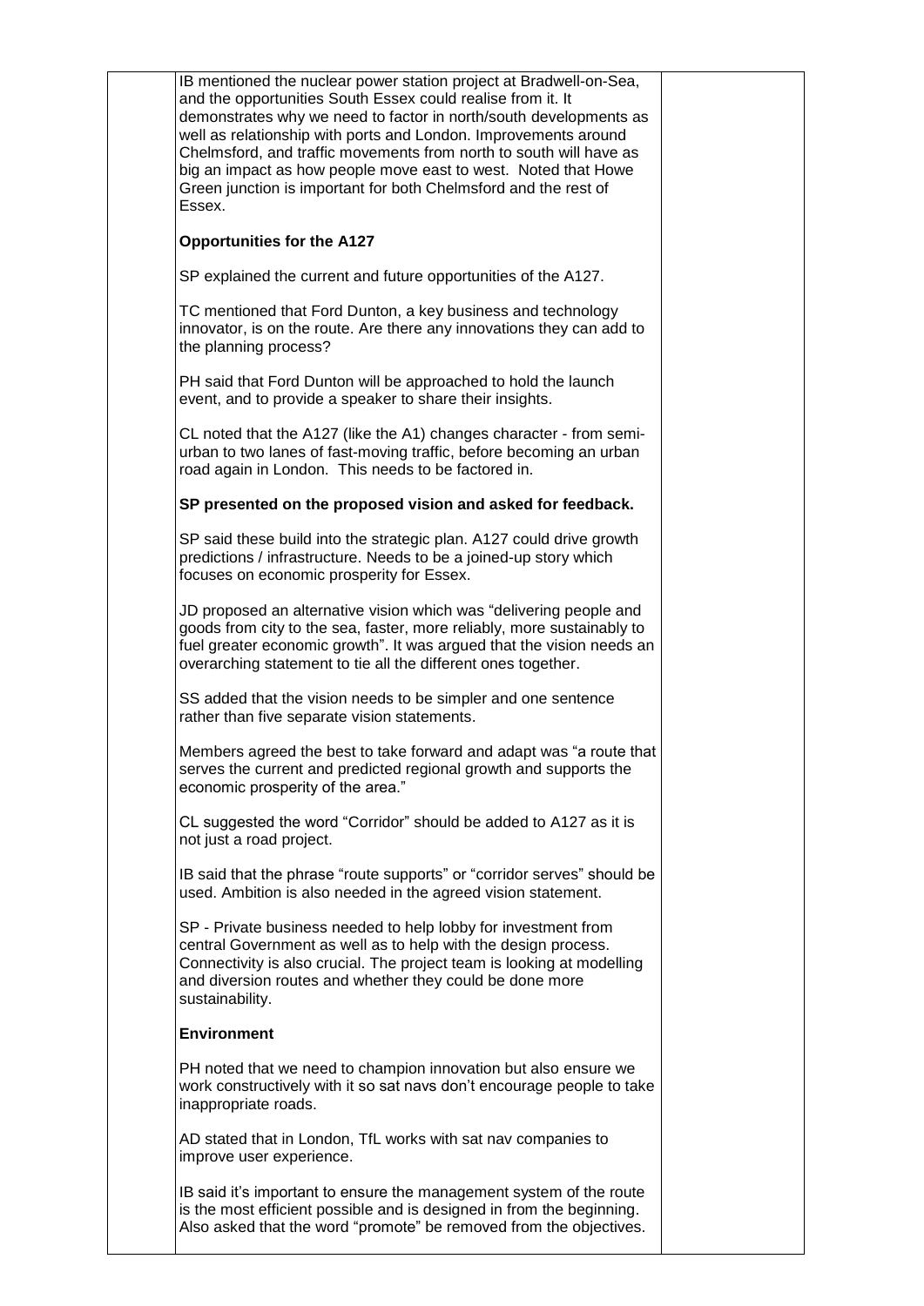IB mentioned the nuclear power station project at Bradwell-on-Sea, and the opportunities South Essex could realise from it. It demonstrates why we need to factor in north/south developments as well as relationship with ports and London. Improvements around Chelmsford, and traffic movements from north to south will have as big an impact as how people move east to west. Noted that Howe Green junction is important for both Chelmsford and the rest of Essex.

**Opportunities for the A127**

SP explained the current and future opportunities of the A127.

TC mentioned that Ford Dunton, a key business and technology innovator, is on the route. Are there any innovations they can add to the planning process?

PH said that Ford Dunton will be approached to hold the launch event, and to provide a speaker to share their insights.

CL noted that the A127 (like the A1) changes character - from semi-urban to two lanes of fast-moving traffic, before becoming an urban road again in London. This needs to be factored in.

**SP presented on the proposed vision and asked for feedback.**

SP said these build into the strategic plan. A127 could drive growth predictions / infrastructure. Needs to be a joined-up story which focuses on economic prosperity for Essex.

JD proposed an alternative vision which was "delivering people and goods from city to the sea, faster, more reliably, more sustainably to fuel greater economic growth". It was argued that the vision needs an overarching statement to tie all the different ones together.

SS added that the vision needs to be simpler and one sentence rather than five separate vision statements.

Members agreed the best to take forward and adapt was "a route that serves the current and predicted regional growth and supports the economic prosperity of the area."

CL suggested the word "Corridor" should be added to A127 as it is not just a road project.

IB said that the phrase "route supports" or "corridor serves" should be used. Ambition is also needed in the agreed vision statement.

SP - Private business needed to help lobby for investment from central Government as well as to help with the design process. Connectivity is also crucial. The project team is looking at modelling and diversion routes and whether they could be done more sustainability.

**Environment**

PH noted that we need to champion innovation but also ensure we work constructively with it so sat navs don't encourage people to take inappropriate roads.

AD stated that in London, TfL works with sat nav companies to improve user experience.

IB said it's important to ensure the management system of the route is the most efficient possible and is designed in from the beginning. Also asked that the word "promote" be removed from the objectives.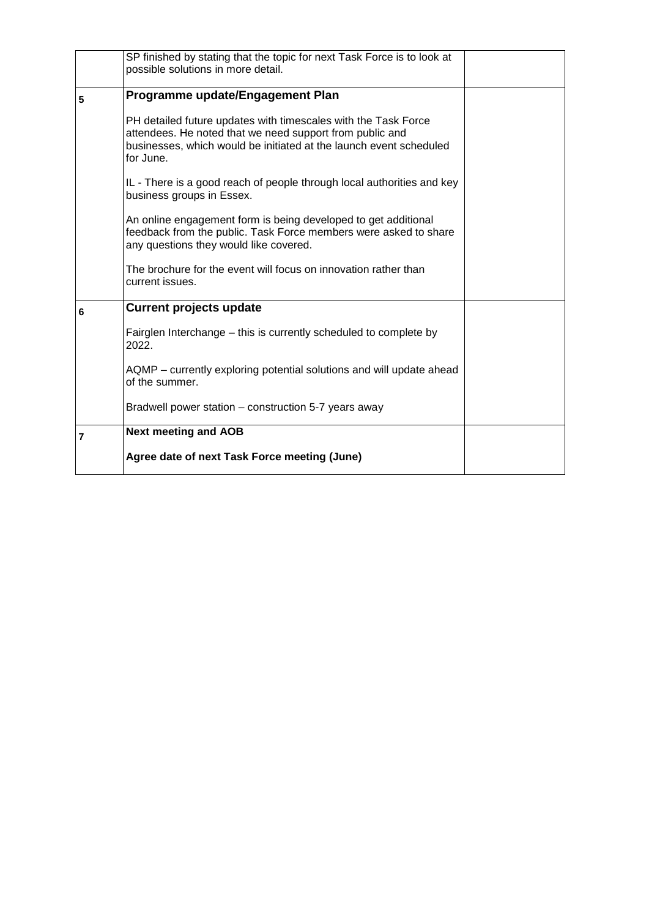| | | |
|---|---|---|
| | SP finished by stating that the topic for next Task Force is to look at possible solutions in more detail. | |
| **5** | **Programme update/Engagement Plan**<br><br>PH detailed future updates with timescales with the Task Force attendees. He noted that we need support from public and businesses, which would be initiated at the launch event scheduled for June.<br><br>IL - There is a good reach of people through local authorities and key business groups in Essex.<br><br>An online engagement form is being developed to get additional feedback from the public. Task Force members were asked to share any questions they would like covered.<br><br>The brochure for the event will focus on innovation rather than current issues. | |
| **6** | **Current projects update**<br><br>Fairglen Interchange – this is currently scheduled to complete by 2022.<br><br>AQMP – currently exploring potential solutions and will update ahead of the summer.<br><br>Bradwell power station – construction 5-7 years away | |
| **7** | **Next meeting and AOB**<br><br>**Agree date of next Task Force meeting (June)** | |